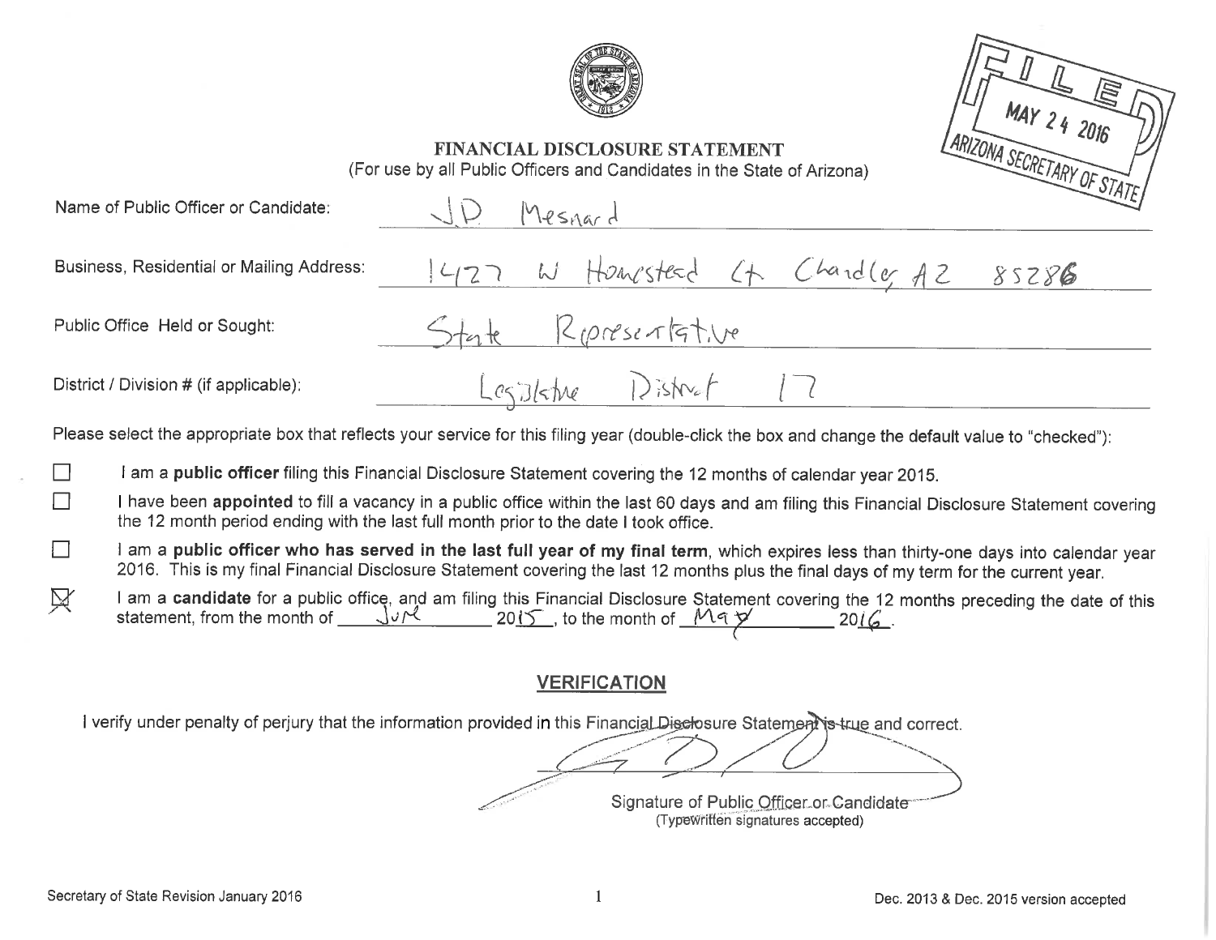FILED MAY 24 2016 ARIZONA SECRETARY OF STATE

# FINANCIAL DISCLOSURE STATEMENT

(For use by all Public Officers and Candidates in the State of Arizona)

Name of Public Officer or Candidate: J.D Mesnard

Business, Residential or Mailing Address: 1427 W Homestead Ct Chandler AZ 85286

Public Office Held or Sought: State Representative

District / Division # (if applicable): Legislative District 17

Please select the appropriate box that reflects your service for this filing year (double-click the box and change the default value to "checked"):

☐ I am a **public officer** filing this Financial Disclosure Statement covering the 12 months of calendar year 2015.

☐ I have been **appointed** to fill a vacancy in a public office within the last 60 days and am filing this Financial Disclosure Statement covering the 12 month period ending with the last full month prior to the date I took office.

☐ I am a **public officer who has served in the last full year of my final term**, which expires less than thirty-one days into calendar year 2016. This is my final Financial Disclosure Statement covering the last 12 months plus the final days of my term for the current year.

☒ I am a **candidate** for a public office, and am filing this Financial Disclosure Statement covering the 12 months preceding the date of this statement, from the month of June 2015, to the month of May 2016.

## VERIFICATION

I verify under penalty of perjury that the information provided in this Financial Disclosure Statement is true and correct.

[Signature]

Signature of Public Officer or Candidate
(Typewritten signatures accepted)

Secretary of State Revision January 2016

Dec. 2013 & Dec. 2015 version accepted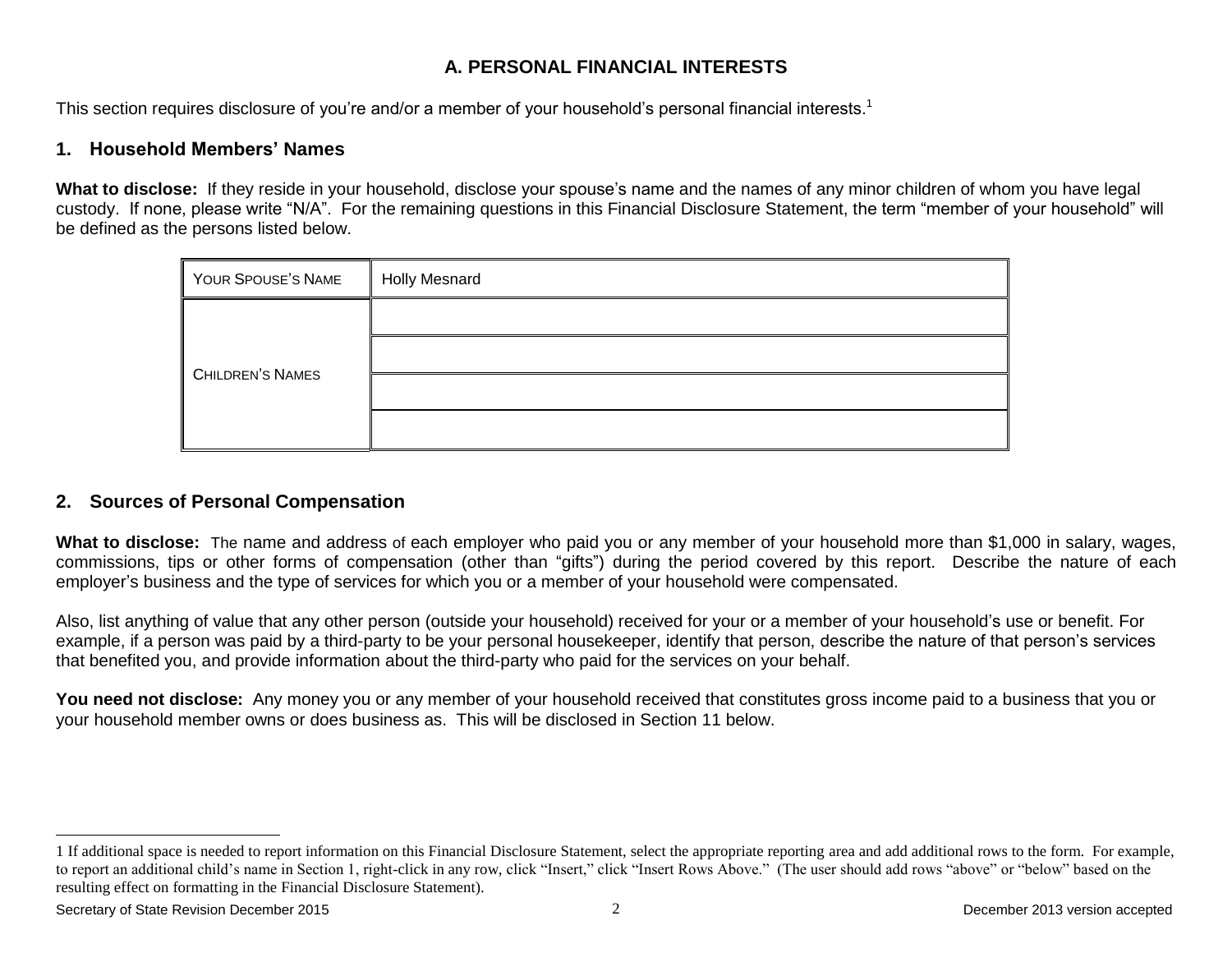## A. PERSONAL FINANCIAL INTERESTS

This section requires disclosure of you're and/or a member of your household's personal financial interests.[1]

### 1. Household Members' Names

**What to disclose:** If they reside in your household, disclose your spouse's name and the names of any minor children of whom you have legal custody. If none, please write "N/A". For the remaining questions in this Financial Disclosure Statement, the term "member of your household" will be defined as the persons listed below.

| YOUR SPOUSE'S NAME | Holly Mesnard |
|---|---|
| CHILDREN'S NAMES | |
| | |
| | |
| | |

### 2. Sources of Personal Compensation

**What to disclose:** The name and address of each employer who paid you or any member of your household more than $1,000 in salary, wages, commissions, tips or other forms of compensation (other than "gifts") during the period covered by this report. Describe the nature of each employer's business and the type of services for which you or a member of your household were compensated.

Also, list anything of value that any other person (outside your household) received for your or a member of your household's use or benefit. For example, if a person was paid by a third-party to be your personal housekeeper, identify that person, describe the nature of that person's services that benefited you, and provide information about the third-party who paid for the services on your behalf.

**You need not disclose:** Any money you or any member of your household received that constitutes gross income paid to a business that you or your household member owns or does business as. This will be disclosed in Section 11 below.

---

1 If additional space is needed to report information on this Financial Disclosure Statement, select the appropriate reporting area and add additional rows to the form. For example, to report an additional child's name in Section 1, right-click in any row, click "Insert," click "Insert Rows Above." (The user should add rows "above" or "below" based on the resulting effect on formatting in the Financial Disclosure Statement).

Secretary of State Revision December 2015 — December 2013 version accepted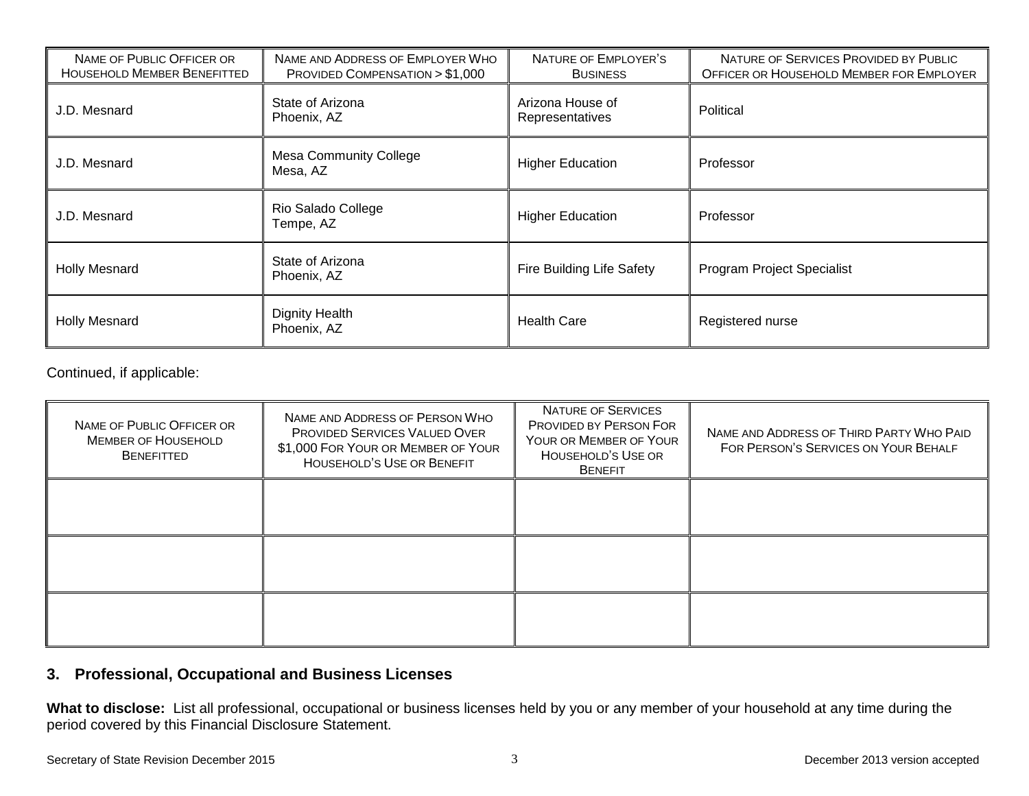| Name of Public Officer or Household Member Benefitted | Name and Address of Employer Who Provided Compensation > $1,000 | Nature of Employer's Business | Nature of Services Provided by Public Officer or Household Member for Employer |
|---|---|---|---|
| J.D. Mesnard | State of Arizona<br>Phoenix, AZ | Arizona House of Representatives | Political |
| J.D. Mesnard | Mesa Community College<br>Mesa, AZ | Higher Education | Professor |
| J.D. Mesnard | Rio Salado College<br>Tempe, AZ | Higher Education | Professor |
| Holly Mesnard | State of Arizona<br>Phoenix, AZ | Fire Building Life Safety | Program Project Specialist |
| Holly Mesnard | Dignity Health<br>Phoenix, AZ | Health Care | Registered nurse |

Continued, if applicable:

| Name of Public Officer or Member of Household Benefitted | Name and Address of Person Who Provided Services Valued Over $1,000 For Your or Member of Your Household's Use or Benefit | Nature of Services Provided by Person For Your or Member of Your Household's Use or Benefit | Name and Address of Third Party Who Paid For Person's Services on Your Behalf |
|---|---|---|---|
| | | | |
| | | | |
| | | | |

## 3. Professional, Occupational and Business Licenses

**What to disclose:** List all professional, occupational or business licenses held by you or any member of your household at any time during the period covered by this Financial Disclosure Statement.

Secretary of State Revision December 2015

December 2013 version accepted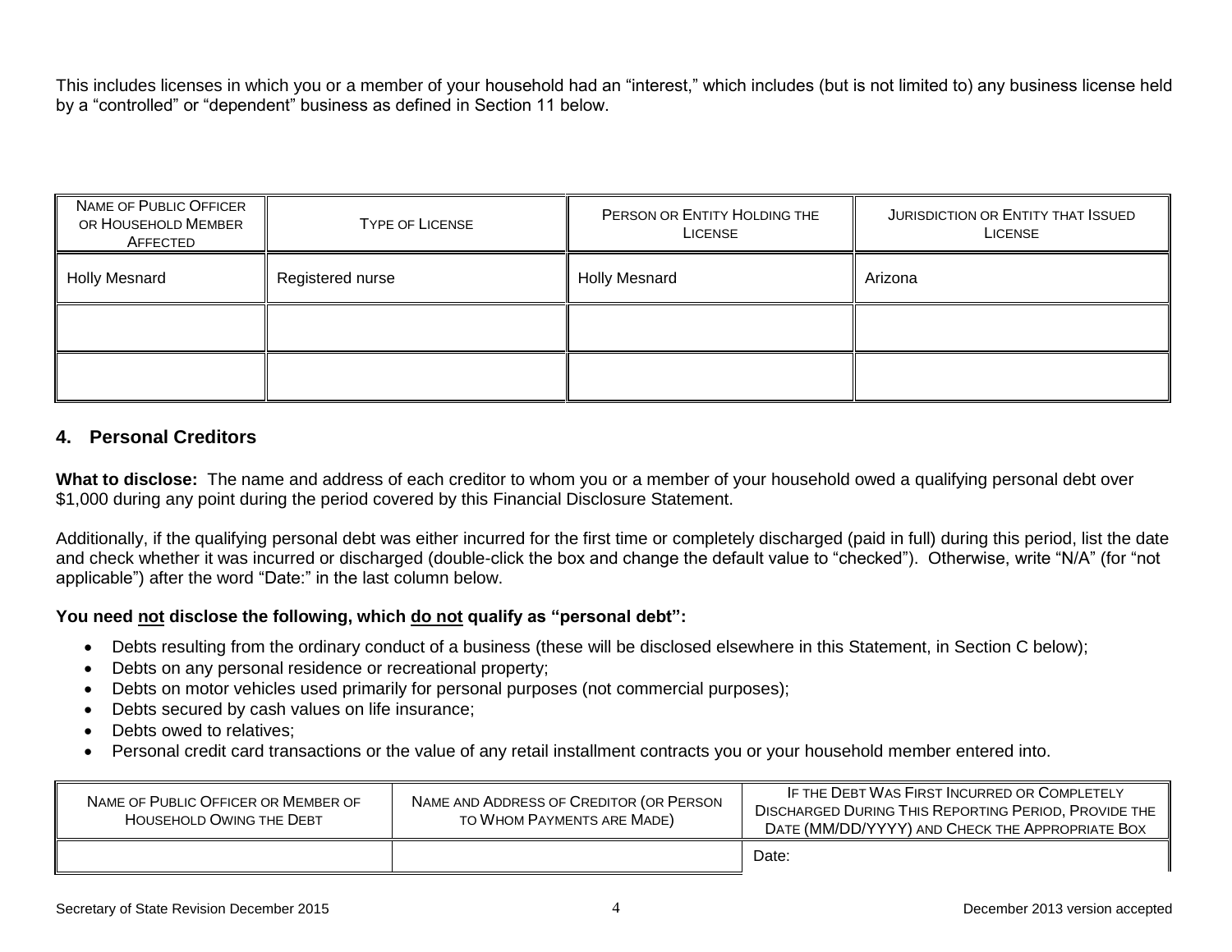This includes licenses in which you or a member of your household had an "interest," which includes (but is not limited to) any business license held by a "controlled" or "dependent" business as defined in Section 11 below.

| NAME OF PUBLIC OFFICER OR HOUSEHOLD MEMBER AFFECTED | TYPE OF LICENSE | PERSON OR ENTITY HOLDING THE LICENSE | JURISDICTION OR ENTITY THAT ISSUED LICENSE |
|---|---|---|---|
| Holly Mesnard | Registered nurse | Holly Mesnard | Arizona |
| | | | |
| | | | |

## 4. Personal Creditors

**What to disclose:** The name and address of each creditor to whom you or a member of your household owed a qualifying personal debt over $1,000 during any point during the period covered by this Financial Disclosure Statement.

Additionally, if the qualifying personal debt was either incurred for the first time or completely discharged (paid in full) during this period, list the date and check whether it was incurred or discharged (double-click the box and change the default value to "checked"). Otherwise, write "N/A" (for "not applicable") after the word "Date:" in the last column below.

**You need not disclose the following, which do not qualify as "personal debt":**

- Debts resulting from the ordinary conduct of a business (these will be disclosed elsewhere in this Statement, in Section C below);
- Debts on any personal residence or recreational property;
- Debts on motor vehicles used primarily for personal purposes (not commercial purposes);
- Debts secured by cash values on life insurance;
- Debts owed to relatives;
- Personal credit card transactions or the value of any retail installment contracts you or your household member entered into.

| NAME OF PUBLIC OFFICER OR MEMBER OF HOUSEHOLD OWING THE DEBT | NAME AND ADDRESS OF CREDITOR (OR PERSON TO WHOM PAYMENTS ARE MADE) | IF THE DEBT WAS FIRST INCURRED OR COMPLETELY DISCHARGED DURING THIS REPORTING PERIOD, PROVIDE THE DATE (MM/DD/YYYY) AND CHECK THE APPROPRIATE BOX |
|---|---|---|
| | | Date: |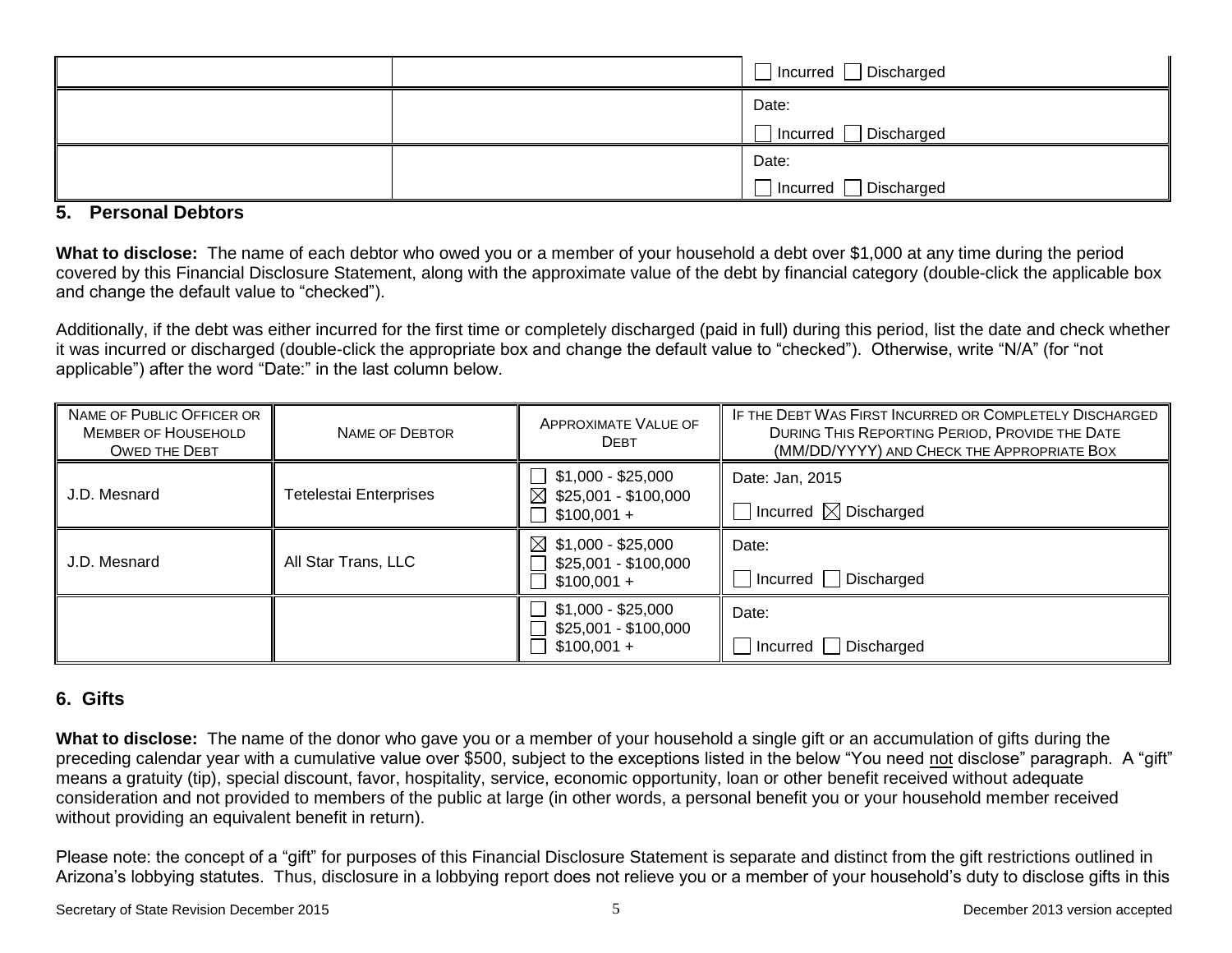| | | ☐ Incurred ☐ Discharged |
|---|---|---|
| | | Date:<br>☐ Incurred ☐ Discharged |
| | | Date:<br>☐ Incurred ☐ Discharged |

## 5. Personal Debtors

**What to disclose:** The name of each debtor who owed you or a member of your household a debt over $1,000 at any time during the period covered by this Financial Disclosure Statement, along with the approximate value of the debt by financial category (double-click the applicable box and change the default value to "checked").

Additionally, if the debt was either incurred for the first time or completely discharged (paid in full) during this period, list the date and check whether it was incurred or discharged (double-click the appropriate box and change the default value to "checked"). Otherwise, write "N/A" (for "not applicable") after the word "Date:" in the last column below.

| Name of Public Officer or Member of Household Owed the Debt | Name of Debtor | Approximate Value of Debt | If the Debt Was First Incurred or Completely Discharged During This Reporting Period, Provide the Date (MM/DD/YYYY) and Check the Appropriate Box |
|---|---|---|---|
| J.D. Mesnard | Telelestai Enterprises | ☐ $1,000 - $25,000<br>☒ $25,001 - $100,000<br>☐ $100,001 + | Date: Jan, 2015<br>☐ Incurred ☒ Discharged |
| J.D. Mesnard | All Star Trans, LLC | ☒ $1,000 - $25,000<br>☐ $25,001 - $100,000<br>☐ $100,001 + | Date:<br>☐ Incurred ☐ Discharged |
| | | ☐ $1,000 - $25,000<br>☐ $25,001 - $100,000<br>☐ $100,001 + | Date:<br>☐ Incurred ☐ Discharged |

## 6. Gifts

**What to disclose:** The name of the donor who gave you or a member of your household a single gift or an accumulation of gifts during the preceding calendar year with a cumulative value over $500, subject to the exceptions listed in the below "You need not disclose" paragraph. A "gift" means a gratuity (tip), special discount, favor, hospitality, service, economic opportunity, loan or other benefit received without adequate consideration and not provided to members of the public at large (in other words, a personal benefit you or your household member received without providing an equivalent benefit in return).

Please note: the concept of a "gift" for purposes of this Financial Disclosure Statement is separate and distinct from the gift restrictions outlined in Arizona's lobbying statutes. Thus, disclosure in a lobbying report does not relieve you or a member of your household's duty to disclose gifts in this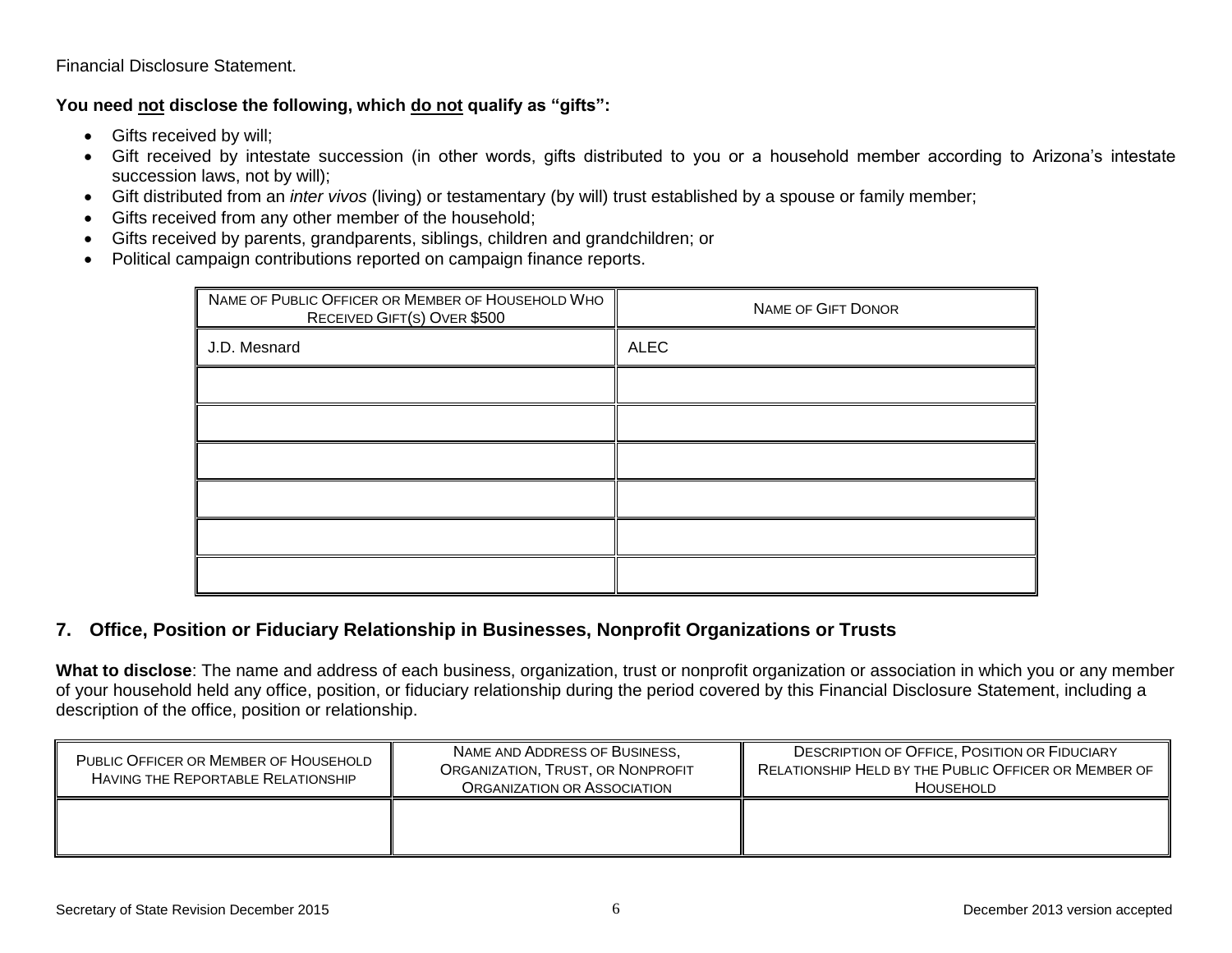Financial Disclosure Statement.

**You need not disclose the following, which do not qualify as "gifts":**

- Gifts received by will;
- Gift received by intestate succession (in other words, gifts distributed to you or a household member according to Arizona's intestate succession laws, not by will);
- Gift distributed from an *inter vivos* (living) or testamentary (by will) trust established by a spouse or family member;
- Gifts received from any other member of the household;
- Gifts received by parents, grandparents, siblings, children and grandchildren; or
- Political campaign contributions reported on campaign finance reports.

| NAME OF PUBLIC OFFICER OR MEMBER OF HOUSEHOLD WHO RECEIVED GIFT(S) OVER $500 | NAME OF GIFT DONOR |
|---|---|
| J.D. Mesnard | ALEC |
| | |
| | |
| | |
| | |
| | |
| | |

## 7. Office, Position or Fiduciary Relationship in Businesses, Nonprofit Organizations or Trusts

**What to disclose**: The name and address of each business, organization, trust or nonprofit organization or association in which you or any member of your household held any office, position, or fiduciary relationship during the period covered by this Financial Disclosure Statement, including a description of the office, position or relationship.

| PUBLIC OFFICER OR MEMBER OF HOUSEHOLD HAVING THE REPORTABLE RELATIONSHIP | NAME AND ADDRESS OF BUSINESS, ORGANIZATION, TRUST, OR NONPROFIT ORGANIZATION OR ASSOCIATION | DESCRIPTION OF OFFICE, POSITION OR FIDUCIARY RELATIONSHIP HELD BY THE PUBLIC OFFICER OR MEMBER OF HOUSEHOLD |
|---|---|---|
| | | |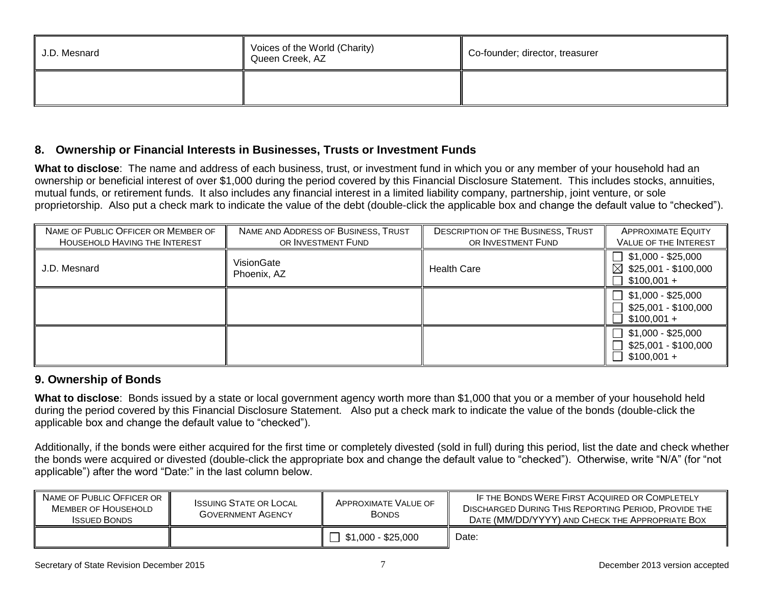| J.D. Mesnard | Voices of the World (Charity) Queen Creek, AZ | Co-founder; director, treasurer |
|---|---|---|
| | | |

## 8. Ownership or Financial Interests in Businesses, Trusts or Investment Funds

**What to disclose**: The name and address of each business, trust, or investment fund in which you or any member of your household had an ownership or beneficial interest of over $1,000 during the period covered by this Financial Disclosure Statement. This includes stocks, annuities, mutual funds, or retirement funds. It also includes any financial interest in a limited liability company, partnership, joint venture, or sole proprietorship. Also put a check mark to indicate the value of the debt (double-click the applicable box and change the default value to "checked").

| Name of Public Officer or Member of Household Having the Interest | Name and Address of Business, Trust or Investment Fund | Description of the Business, Trust or Investment Fund | Approximate Equity Value of the Interest |
|---|---|---|---|
| J.D. Mesnard | VisionGate Phoenix, AZ | Health Care | ☐ $1,000 - $25,000 ☒ $25,001 - $100,000 ☐ $100,001 + |
| | | | ☐ $1,000 - $25,000 ☐ $25,001 - $100,000 ☐ $100,001 + |
| | | | ☐ $1,000 - $25,000 ☐ $25,001 - $100,000 ☐ $100,001 + |

## 9. Ownership of Bonds

**What to disclose**: Bonds issued by a state or local government agency worth more than $1,000 that you or a member of your household held during the period covered by this Financial Disclosure Statement. Also put a check mark to indicate the value of the bonds (double-click the applicable box and change the default value to "checked").

Additionally, if the bonds were either acquired for the first time or completely divested (sold in full) during this period, list the date and check whether the bonds were acquired or divested (double-click the appropriate box and change the default value to "checked"). Otherwise, write "N/A" (for "not applicable") after the word "Date:" in the last column below.

| Name of Public Officer or Member of Household Issued Bonds | Issuing State or Local Government Agency | Approximate Value of Bonds | If the Bonds Were First Acquired or Completely Discharged During This Reporting Period, Provide the Date (MM/DD/YYYY) and Check the Appropriate Box |
|---|---|---|---|
| | | ☐ $1,000 - $25,000 | Date: |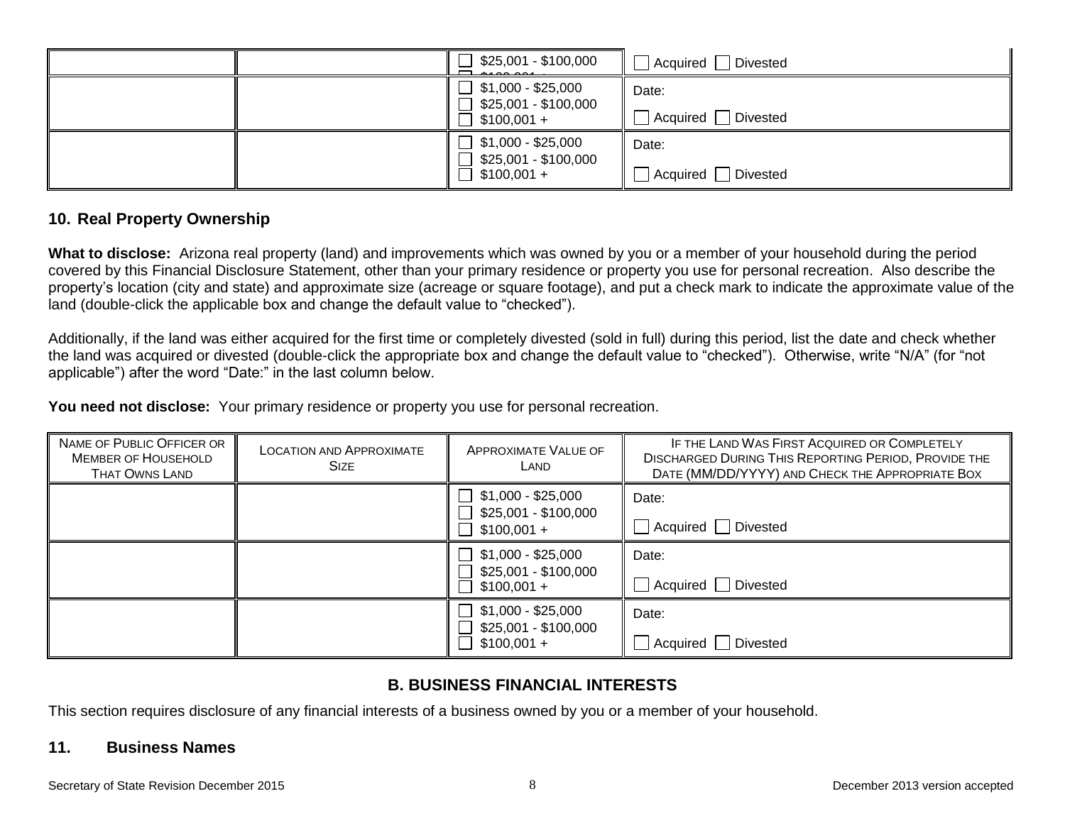| | | ☐ $25,001 - $100,000 ☐ $100,001 + | ☐ Acquired ☐ Divested |
|---|---|---|---|
| | | ☐ $1,000 - $25,000 ☐ $25,001 - $100,000 ☐ $100,001 + | Date: ☐ Acquired ☐ Divested |
| | | ☐ $1,000 - $25,000 ☐ $25,001 - $100,000 ☐ $100,001 + | Date: ☐ Acquired ☐ Divested |

## 10. Real Property Ownership

**What to disclose:** Arizona real property (land) and improvements which was owned by you or a member of your household during the period covered by this Financial Disclosure Statement, other than your primary residence or property you use for personal recreation. Also describe the property's location (city and state) and approximate size (acreage or square footage), and put a check mark to indicate the approximate value of the land (double-click the applicable box and change the default value to "checked").

Additionally, if the land was either acquired for the first time or completely divested (sold in full) during this period, list the date and check whether the land was acquired or divested (double-click the appropriate box and change the default value to "checked"). Otherwise, write "N/A" (for "not applicable") after the word "Date:" in the last column below.

**You need not disclose:** Your primary residence or property you use for personal recreation.

| Name of Public Officer or Member of Household That Owns Land | Location and Approximate Size | Approximate Value of Land | If the Land Was First Acquired or Completely Discharged During This Reporting Period, Provide the Date (MM/DD/YYYY) and Check the Appropriate Box |
|---|---|---|---|
| | | ☐ $1,000 - $25,000 ☐ $25,001 - $100,000 ☐ $100,001 + | Date: ☐ Acquired ☐ Divested |
| | | ☐ $1,000 - $25,000 ☐ $25,001 - $100,000 ☐ $100,001 + | Date: ☐ Acquired ☐ Divested |
| | | ☐ $1,000 - $25,000 ☐ $25,001 - $100,000 ☐ $100,001 + | Date: ☐ Acquired ☐ Divested |

# B. BUSINESS FINANCIAL INTERESTS

This section requires disclosure of any financial interests of a business owned by you or a member of your household.

## 11. Business Names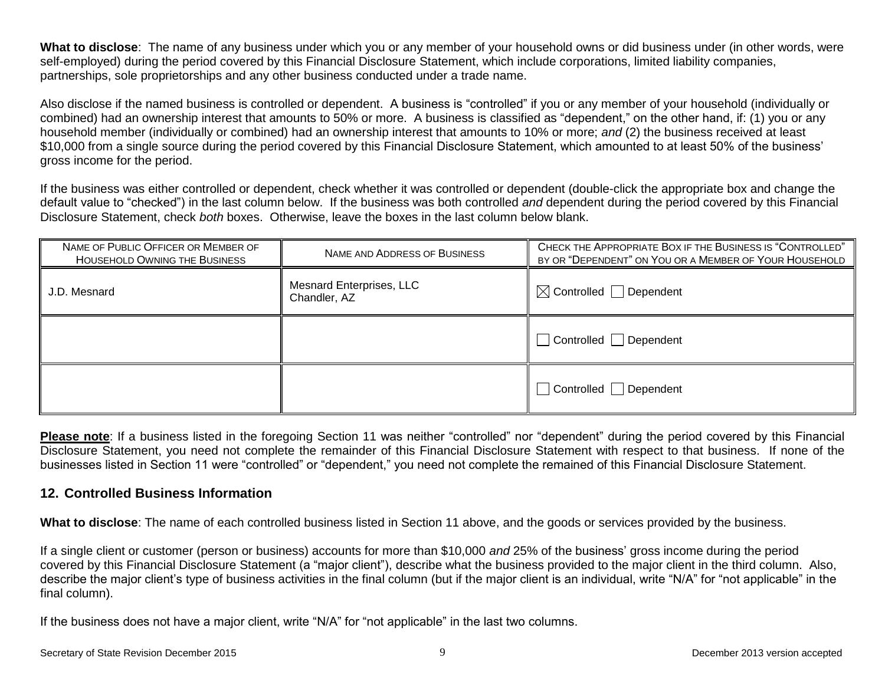**What to disclose**: The name of any business under which you or any member of your household owns or did business under (in other words, were self-employed) during the period covered by this Financial Disclosure Statement, which include corporations, limited liability companies, partnerships, sole proprietorships and any other business conducted under a trade name.

Also disclose if the named business is controlled or dependent. A business is "controlled" if you or any member of your household (individually or combined) had an ownership interest that amounts to 50% or more. A business is classified as "dependent," on the other hand, if: (1) you or any household member (individually or combined) had an ownership interest that amounts to 10% or more; *and* (2) the business received at least $10,000 from a single source during the period covered by this Financial Disclosure Statement, which amounted to at least 50% of the business' gross income for the period.

If the business was either controlled or dependent, check whether it was controlled or dependent (double-click the appropriate box and change the default value to "checked") in the last column below. If the business was both controlled *and* dependent during the period covered by this Financial Disclosure Statement, check *both* boxes. Otherwise, leave the boxes in the last column below blank.

| Name of Public Officer or Member of Household Owning the Business | Name and Address of Business | Check the Appropriate Box if the Business is "Controlled" by or "Dependent" on You or a Member of Your Household |
|---|---|---|
| J.D. Mesnard | Mesnard Enterprises, LLC<br>Chandler, AZ | ☒ Controlled ☐ Dependent |
| | | ☐ Controlled ☐ Dependent |
| | | ☐ Controlled ☐ Dependent |

**Please note**: If a business listed in the foregoing Section 11 was neither "controlled" nor "dependent" during the period covered by this Financial Disclosure Statement, you need not complete the remainder of this Financial Disclosure Statement with respect to that business. If none of the businesses listed in Section 11 were "controlled" or "dependent," you need not complete the remained of this Financial Disclosure Statement.

## 12. Controlled Business Information

**What to disclose**: The name of each controlled business listed in Section 11 above, and the goods or services provided by the business.

If a single client or customer (person or business) accounts for more than $10,000 *and* 25% of the business' gross income during the period covered by this Financial Disclosure Statement (a "major client"), describe what the business provided to the major client in the third column. Also, describe the major client's type of business activities in the final column (but if the major client is an individual, write "N/A" for "not applicable" in the final column).

If the business does not have a major client, write "N/A" for "not applicable" in the last two columns.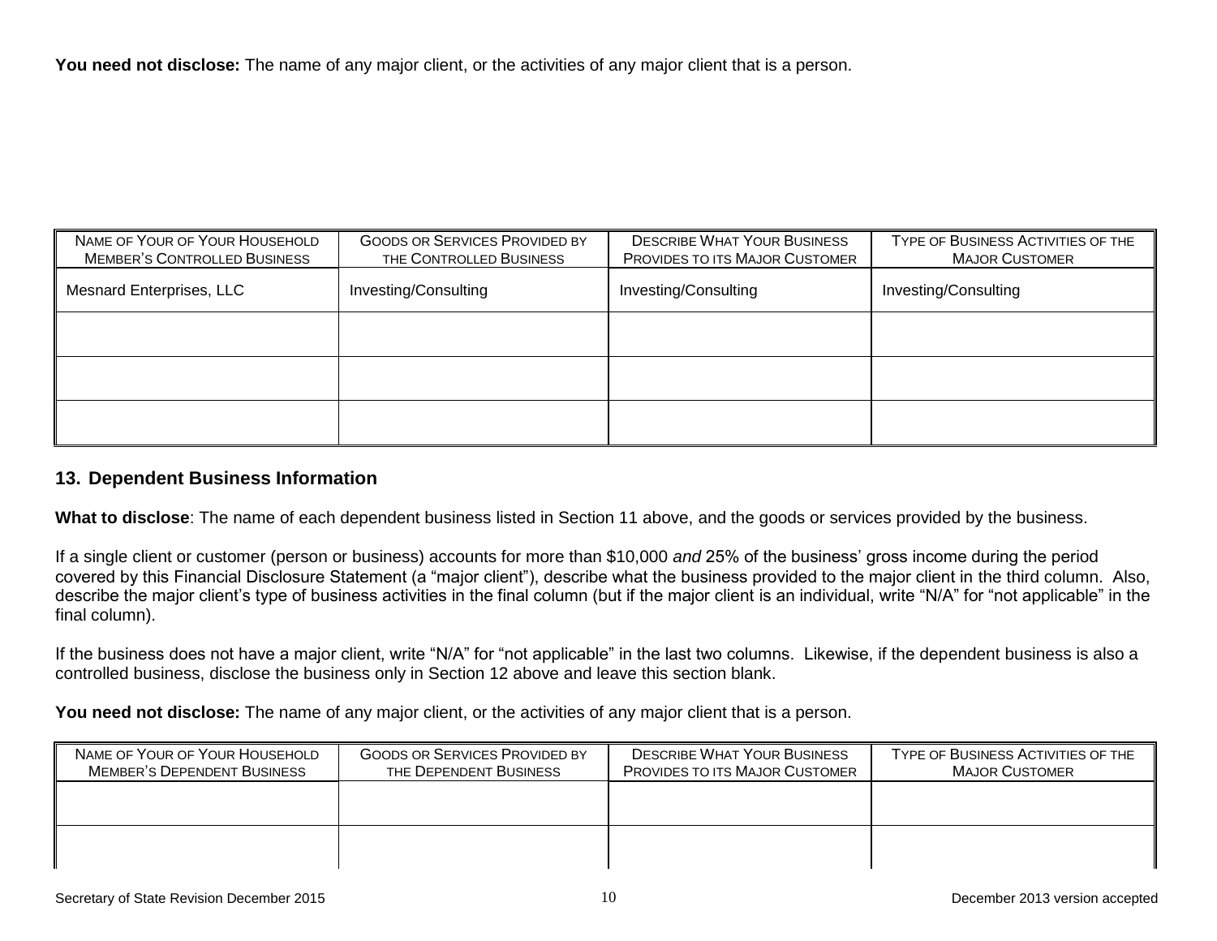**You need not disclose:** The name of any major client, or the activities of any major client that is a person.

| Name of Your of Your Household Member's Controlled Business | Goods or Services Provided by the Controlled Business | Describe What Your Business Provides to its Major Customer | Type of Business Activities of the Major Customer |
|---|---|---|---|
| Mesnard Enterprises, LLC | Investing/Consulting | Investing/Consulting | Investing/Consulting |
| | | | |
| | | | |
| | | | |

## 13. Dependent Business Information

**What to disclose**: The name of each dependent business listed in Section 11 above, and the goods or services provided by the business.

If a single client or customer (person or business) accounts for more than $10,000 *and* 25% of the business' gross income during the period covered by this Financial Disclosure Statement (a "major client"), describe what the business provided to the major client in the third column. Also, describe the major client's type of business activities in the final column (but if the major client is an individual, write "N/A" for "not applicable" in the final column).

If the business does not have a major client, write "N/A" for "not applicable" in the last two columns. Likewise, if the dependent business is also a controlled business, disclose the business only in Section 12 above and leave this section blank.

**You need not disclose:** The name of any major client, or the activities of any major client that is a person.

| Name of Your of Your Household Member's Dependent Business | Goods or Services Provided by the Dependent Business | Describe What Your Business Provides to its Major Customer | Type of Business Activities of the Major Customer |
|---|---|---|---|
| | | | |
| | | | |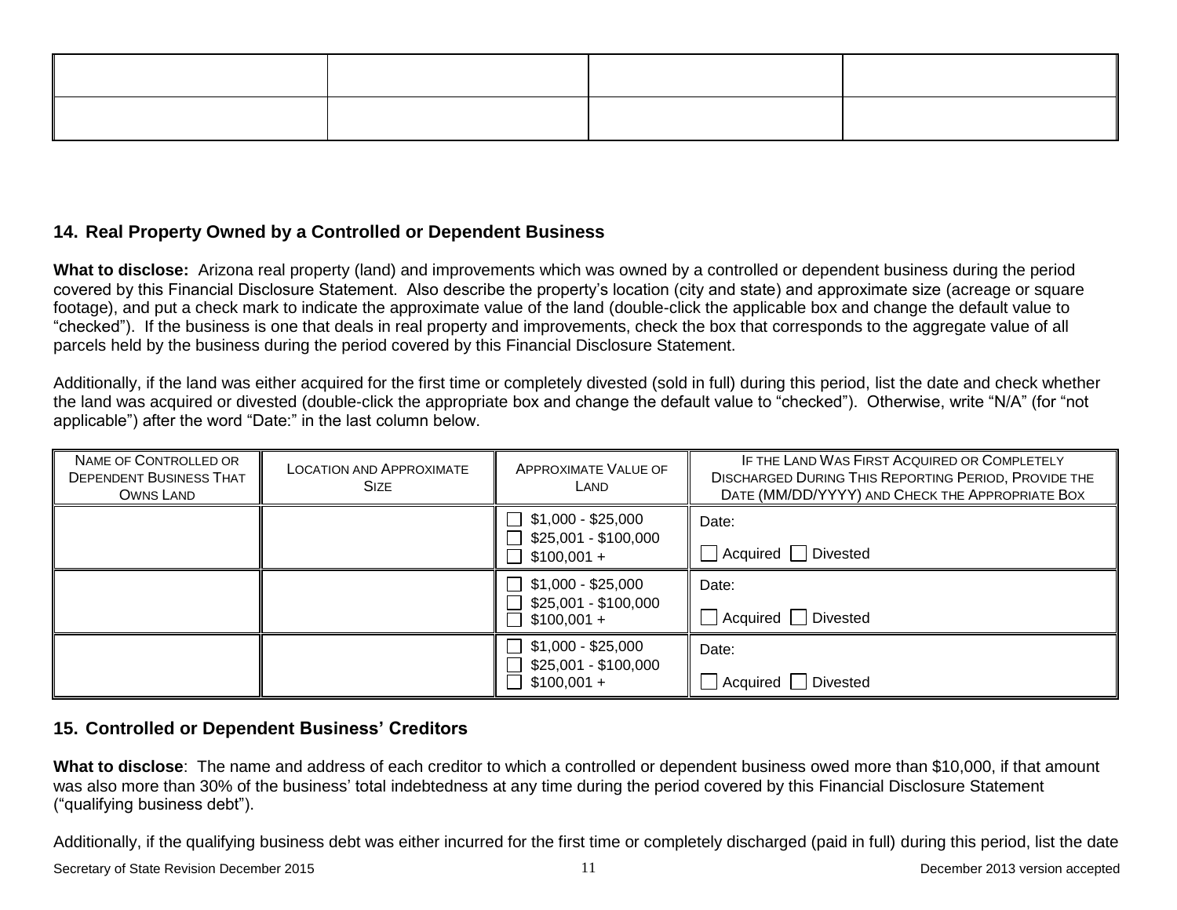| | | | |
|---|---|---|---|
| | | | |
| | | | |

## 14. Real Property Owned by a Controlled or Dependent Business

**What to disclose:** Arizona real property (land) and improvements which was owned by a controlled or dependent business during the period covered by this Financial Disclosure Statement. Also describe the property's location (city and state) and approximate size (acreage or square footage), and put a check mark to indicate the approximate value of the land (double-click the applicable box and change the default value to "checked"). If the business is one that deals in real property and improvements, check the box that corresponds to the aggregate value of all parcels held by the business during the period covered by this Financial Disclosure Statement.

Additionally, if the land was either acquired for the first time or completely divested (sold in full) during this period, list the date and check whether the land was acquired or divested (double-click the appropriate box and change the default value to "checked"). Otherwise, write "N/A" (for "not applicable") after the word "Date:" in the last column below.

| Name of Controlled or Dependent Business That Owns Land | Location and Approximate Size | Approximate Value of Land | If the Land Was First Acquired or Completely Discharged During This Reporting Period, Provide the Date (MM/DD/YYYY) and Check the Appropriate Box |
|---|---|---|---|
| | | ☐ $1,000 - $25,000<br>☐ $25,001 - $100,000<br>☐ $100,001 + | Date:<br>☐ Acquired ☐ Divested |
| | | ☐ $1,000 - $25,000<br>☐ $25,001 - $100,000<br>☐ $100,001 + | Date:<br>☐ Acquired ☐ Divested |
| | | ☐ $1,000 - $25,000<br>☐ $25,001 - $100,000<br>☐ $100,001 + | Date:<br>☐ Acquired ☐ Divested |

## 15. Controlled or Dependent Business' Creditors

**What to disclose**: The name and address of each creditor to which a controlled or dependent business owed more than $10,000, if that amount was also more than 30% of the business' total indebtedness at any time during the period covered by this Financial Disclosure Statement ("qualifying business debt").

Additionally, if the qualifying business debt was either incurred for the first time or completely discharged (paid in full) during this period, list the date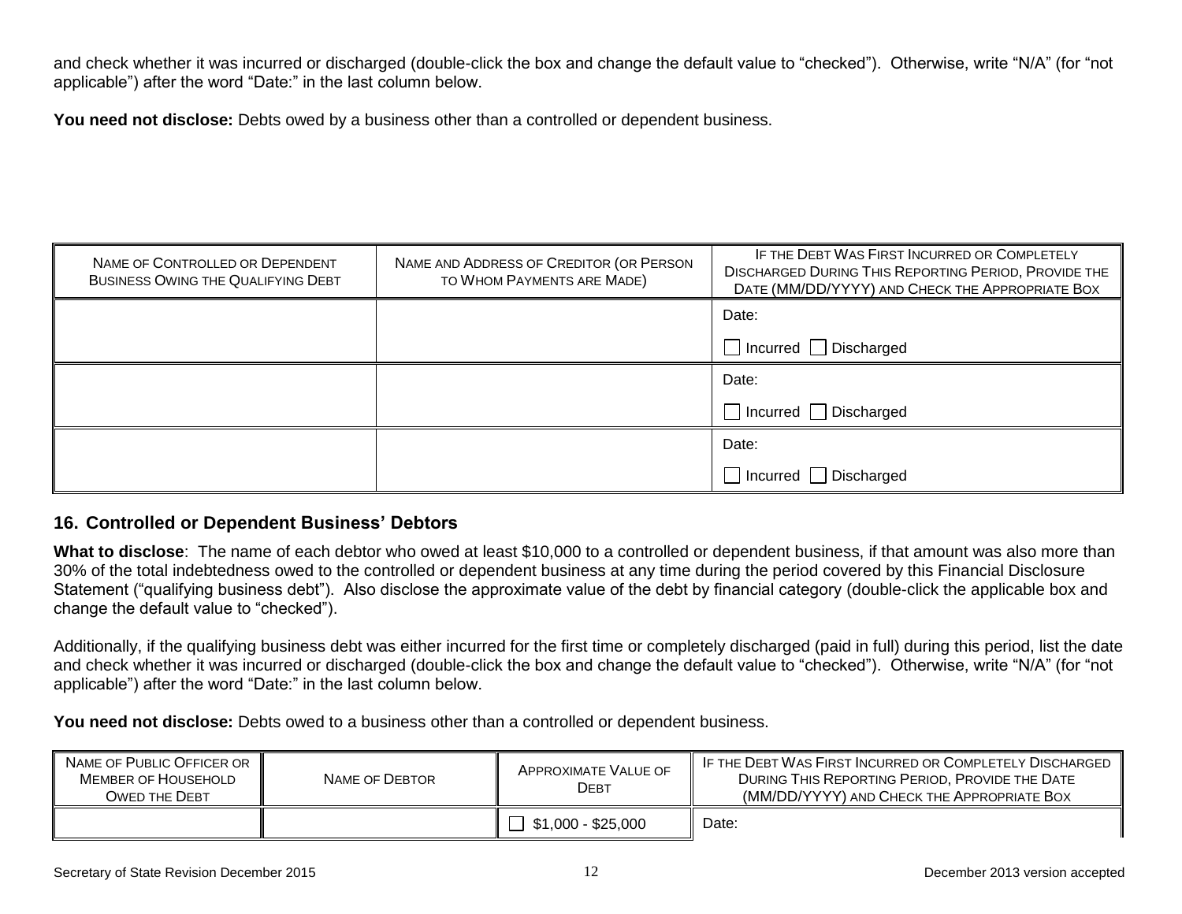and check whether it was incurred or discharged (double-click the box and change the default value to "checked"). Otherwise, write "N/A" (for "not applicable") after the word "Date:" in the last column below.

**You need not disclose:** Debts owed by a business other than a controlled or dependent business.

| Name of Controlled or Dependent Business Owing the Qualifying Debt | Name and Address of Creditor (or Person to Whom Payments are Made) | If the Debt Was First Incurred or Completely Discharged During This Reporting Period, Provide the Date (MM/DD/YYYY) and Check the Appropriate Box |
|---|---|---|
| | | Date: ☐ Incurred ☐ Discharged |
| | | Date: ☐ Incurred ☐ Discharged |
| | | Date: ☐ Incurred ☐ Discharged |

## 16. Controlled or Dependent Business' Debtors

**What to disclose**: The name of each debtor who owed at least $10,000 to a controlled or dependent business, if that amount was also more than 30% of the total indebtedness owed to the controlled or dependent business at any time during the period covered by this Financial Disclosure Statement ("qualifying business debt"). Also disclose the approximate value of the debt by financial category (double-click the applicable box and change the default value to "checked").

Additionally, if the qualifying business debt was either incurred for the first time or completely discharged (paid in full) during this period, list the date and check whether it was incurred or discharged (double-click the box and change the default value to "checked"). Otherwise, write "N/A" (for "not applicable") after the word "Date:" in the last column below.

**You need not disclose:** Debts owed to a business other than a controlled or dependent business.

| Name of Public Officer or Member of Household Owed the Debt | Name of Debtor | Approximate Value of Debt | If the Debt Was First Incurred or Completely Discharged During This Reporting Period, Provide the Date (MM/DD/YYYY) and Check the Appropriate Box |
|---|---|---|---|
| | | ☐ $1,000 - $25,000 | Date: |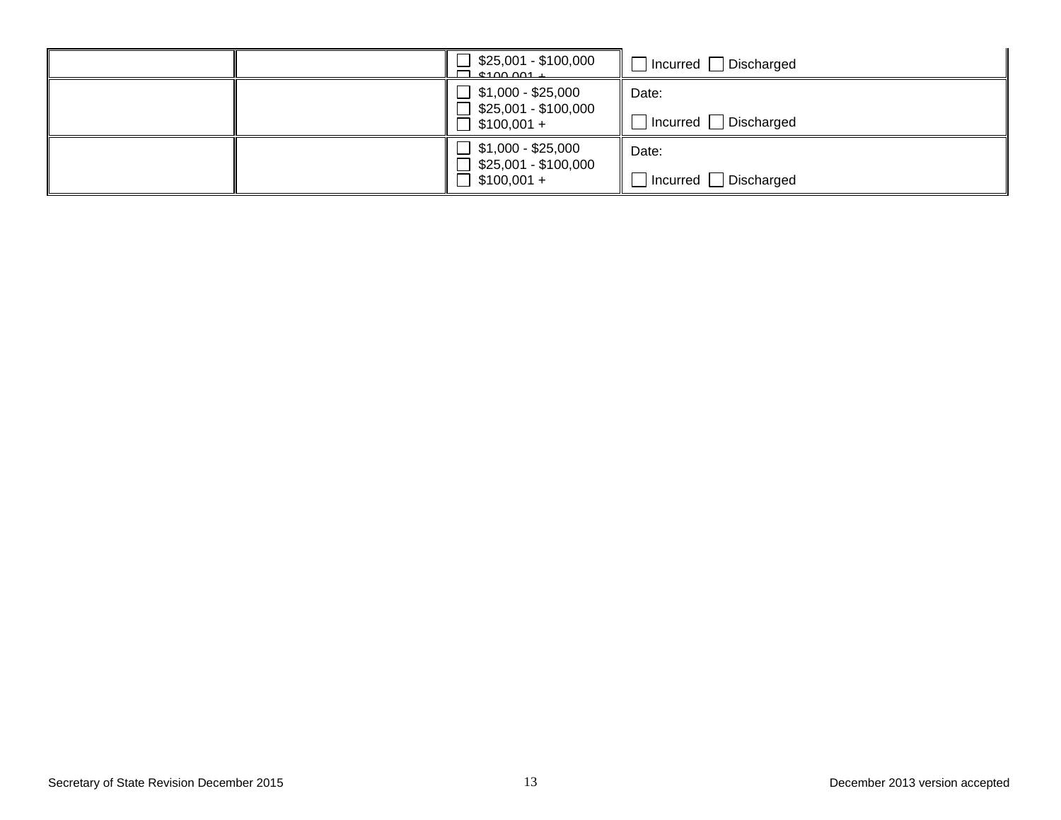| | | | |
|---|---|---|---|
| | | ☐ $25,001 - $100,000<br>☐ $100,001 + | ☐ Incurred ☐ Discharged |
| | | ☐ $1,000 - $25,000<br>☐ $25,001 - $100,000<br>☐ $100,001 + | Date:<br>☐ Incurred ☐ Discharged |
| | | ☐ $1,000 - $25,000<br>☐ $25,001 - $100,000<br>☐ $100,001 + | Date:<br>☐ Incurred ☐ Discharged |

Secretary of State Revision December 2015

December 2013 version accepted